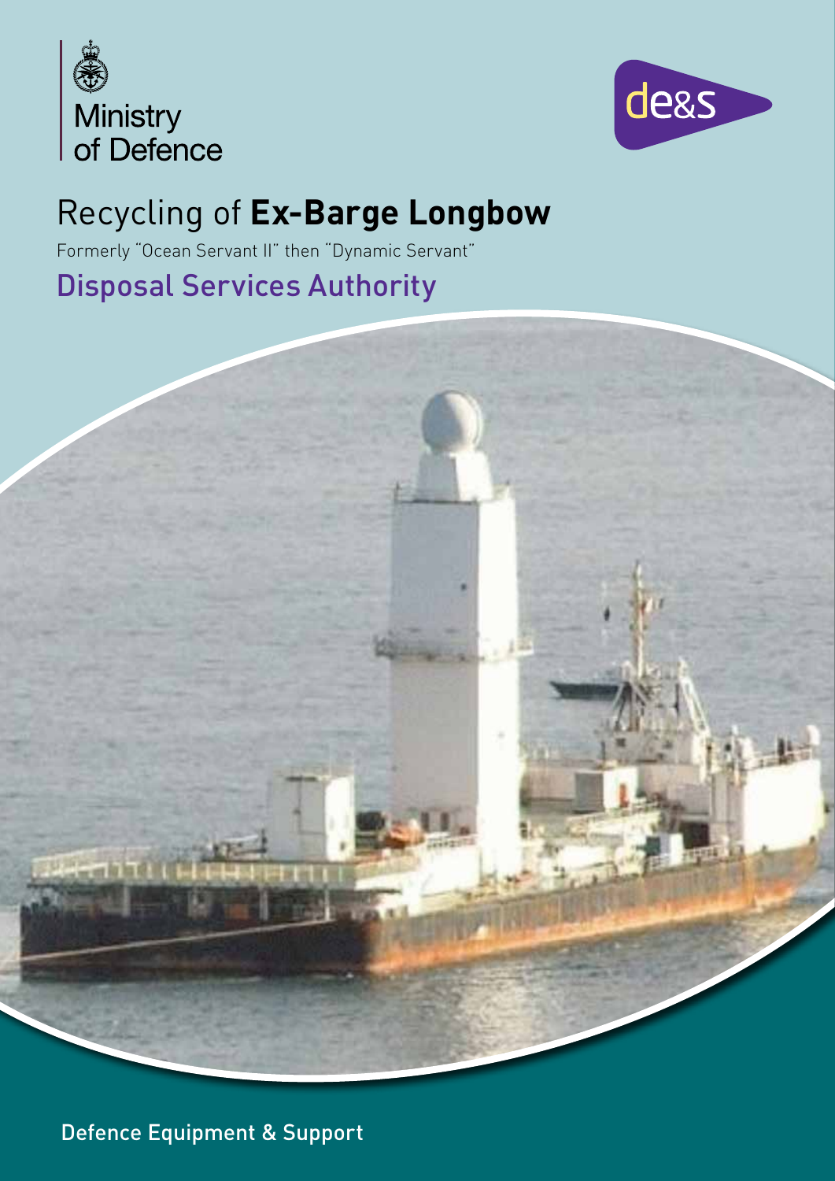Ministry of Defence

de&s

# Recycling of **Ex-Barge Longbow**

Formerly "Ocean Servant II" then "Dynamic Servant"

## Disposal Services Authority

Defence Equipment & Support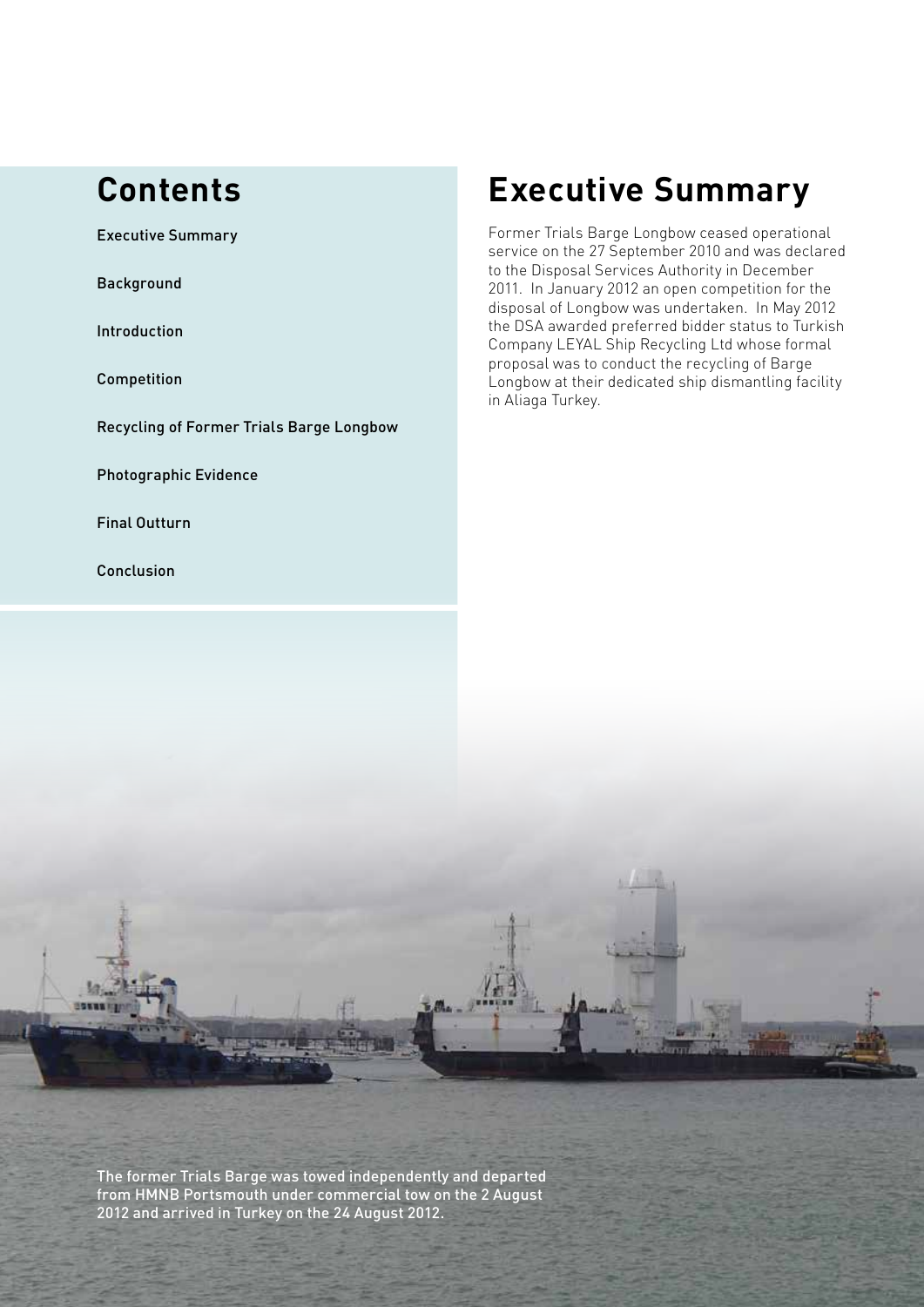## Contents

Executive Summary

Background

Introduction

Competition

Recycling of Former Trials Barge Longbow

Photographic Evidence

Final Outturn

Conclusion

## Executive Summary

Former Trials Barge Longbow ceased operational service on the 27 September 2010 and was declared to the Disposal Services Authority in December 2011. In January 2012 an open competition for the disposal of Longbow was undertaken. In May 2012 the DSA awarded preferred bidder status to Turkish Company LEYAL Ship Recycling Ltd whose formal proposal was to conduct the recycling of Barge Longbow at their dedicated ship dismantling facility in Aliaga Turkey.

The former Trials Barge was towed independently and departed from HMNB Portsmouth under commercial tow on the 2 August 2012 and arrived in Turkey on the 24 August 2012.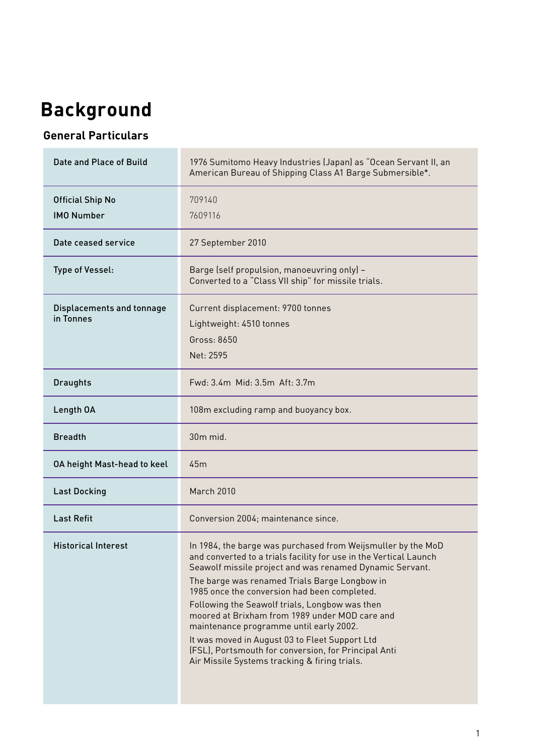# Background

## General Particulars

| | |
|---|---|
| Date and Place of Build | 1976 Sumitomo Heavy Industries (Japan) as "Ocean Servant II, an American Bureau of Shipping Class A1 Barge Submersible*. |
| Official Ship No<br>IMO Number | 709140<br>7609116 |
| Date ceased service | 27 September 2010 |
| Type of Vessel: | Barge (self propulsion, manoeuvring only) – Converted to a "Class VII ship" for missile trials. |
| Displacements and tonnage in Tonnes | Current displacement: 9700 tonnes<br>Lightweight: 4510 tonnes<br>Gross: 8650<br>Net: 2595 |
| Draughts | Fwd: 3.4m Mid: 3.5m Aft: 3.7m |
| Length OA | 108m excluding ramp and buoyancy box. |
| Breadth | 30m mid. |
| OA height Mast-head to keel | 45m |
| Last Docking | March 2010 |
| Last Refit | Conversion 2004; maintenance since. |
| Historical Interest | In 1984, the barge was purchased from Weijsmuller by the MoD and converted to a trials facility for use in the Vertical Launch Seawolf missile project and was renamed Dynamic Servant.<br>The barge was renamed Trials Barge Longbow in 1985 once the conversion had been completed.<br>Following the Seawolf trials, Longbow was then moored at Brixham from 1989 under MOD care and maintenance programme until early 2002.<br>It was moved in August 03 to Fleet Support Ltd (FSL), Portsmouth for conversion, for Principal Anti Air Missile Systems tracking & firing trials. |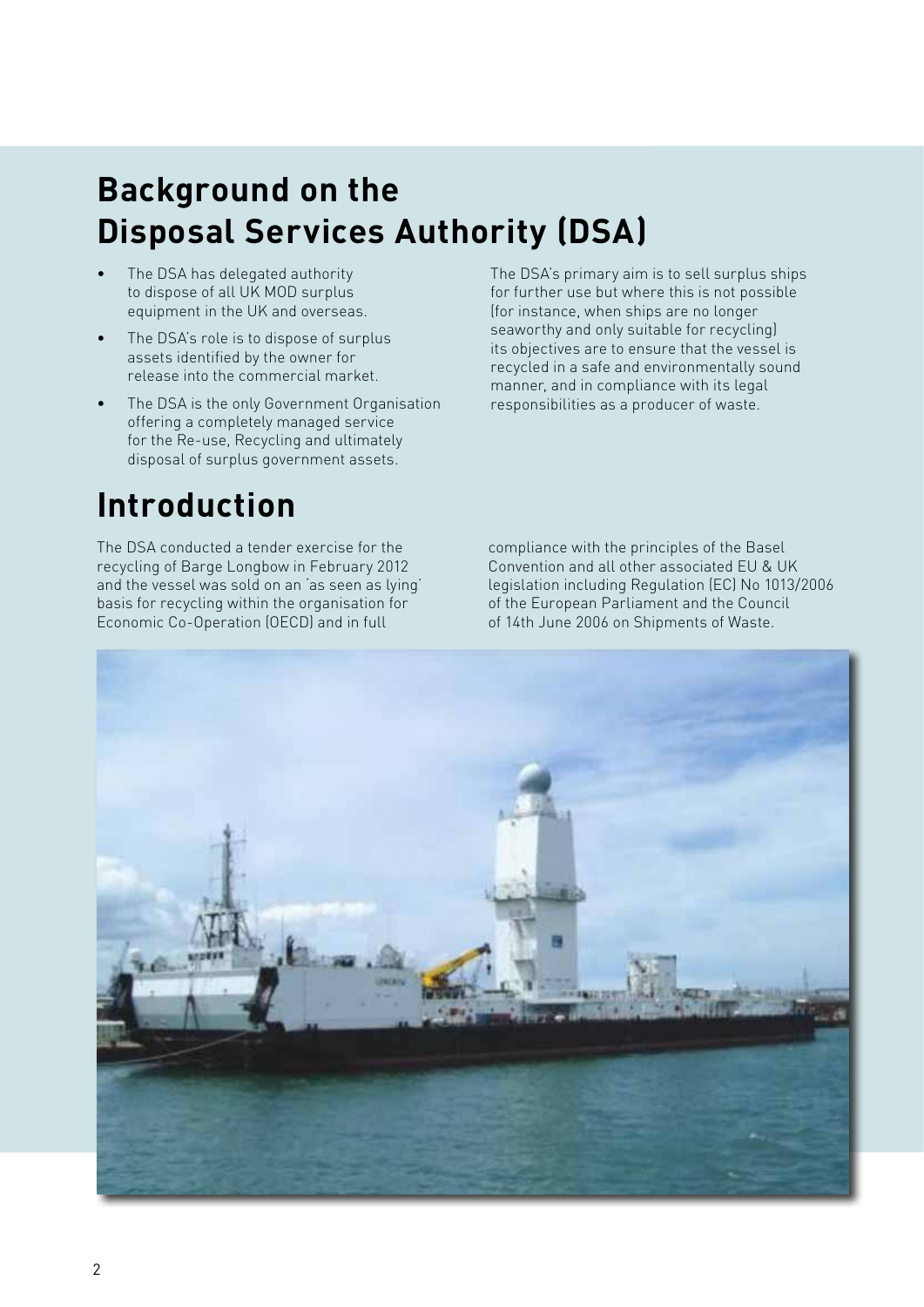## Background on the Disposal Services Authority (DSA)

- The DSA has delegated authority to dispose of all UK MOD surplus equipment in the UK and overseas.
- The DSA's role is to dispose of surplus assets identified by the owner for release into the commercial market.
- The DSA is the only Government Organisation offering a completely managed service for the Re-use, Recycling and ultimately disposal of surplus government assets.

The DSA's primary aim is to sell surplus ships for further use but where this is not possible (for instance, when ships are no longer seaworthy and only suitable for recycling) its objectives are to ensure that the vessel is recycled in a safe and environmentally sound manner, and in compliance with its legal responsibilities as a producer of waste.

## Introduction

The DSA conducted a tender exercise for the recycling of Barge Longbow in February 2012 and the vessel was sold on an 'as seen as lying' basis for recycling within the organisation for Economic Co-Operation (OECD) and in full compliance with the principles of the Basel Convention and all other associated EU & UK legislation including Regulation (EC) No 1013/2006 of the European Parliament and the Council of 14th June 2006 on Shipments of Waste.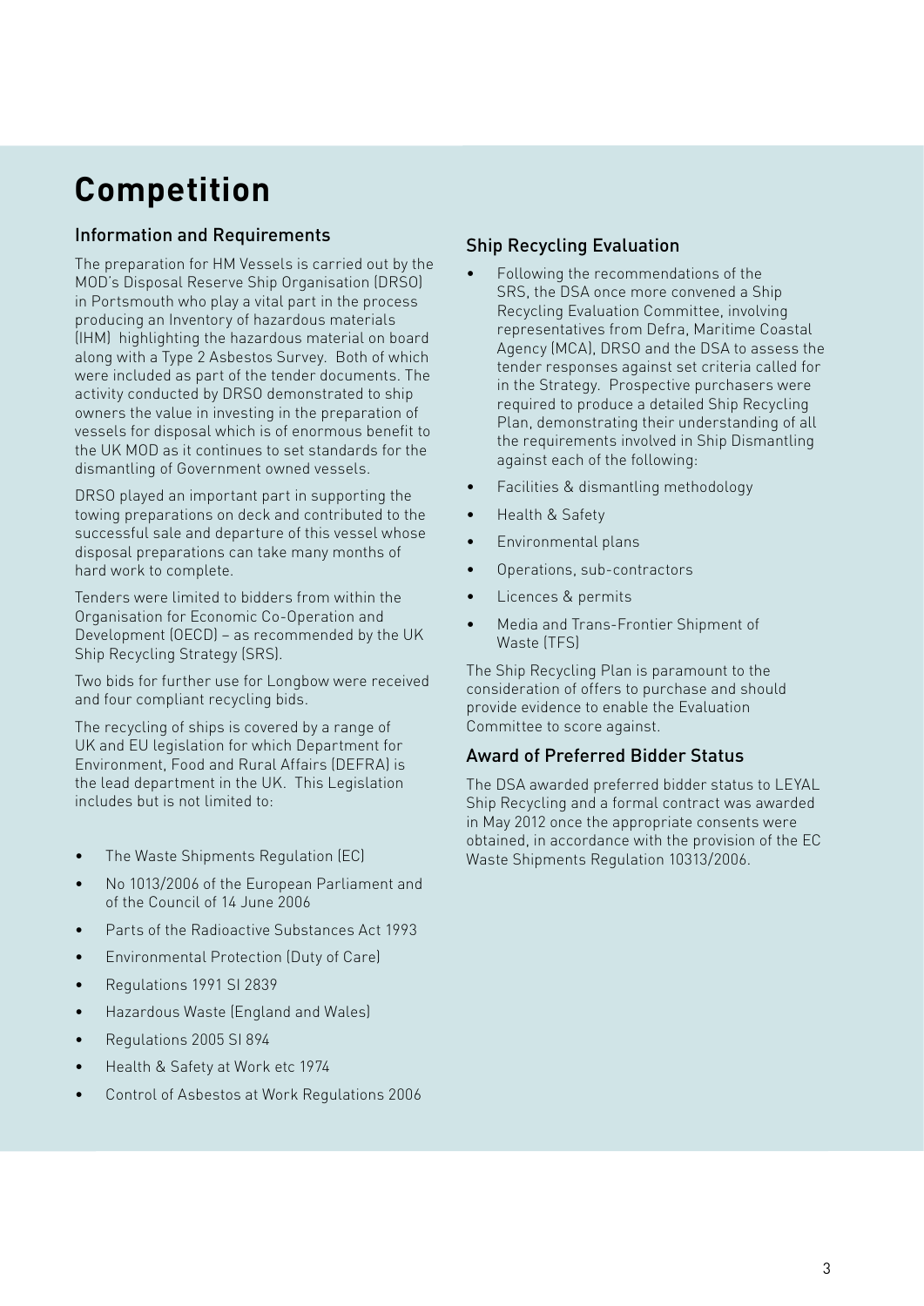# Competition

## Information and Requirements

The preparation for HM Vessels is carried out by the MOD's Disposal Reserve Ship Organisation (DRSO) in Portsmouth who play a vital part in the process producing an Inventory of hazardous materials (IHM) highlighting the hazardous material on board along with a Type 2 Asbestos Survey. Both of which were included as part of the tender documents. The activity conducted by DRSO demonstrated to ship owners the value in investing in the preparation of vessels for disposal which is of enormous benefit to the UK MOD as it continues to set standards for the dismantling of Government owned vessels.

DRSO played an important part in supporting the towing preparations on deck and contributed to the successful sale and departure of this vessel whose disposal preparations can take many months of hard work to complete.

Tenders were limited to bidders from within the Organisation for Economic Co-Operation and Development (OECD) – as recommended by the UK Ship Recycling Strategy (SRS).

Two bids for further use for Longbow were received and four compliant recycling bids.

The recycling of ships is covered by a range of UK and EU legislation for which Department for Environment, Food and Rural Affairs (DEFRA) is the lead department in the UK. This Legislation includes but is not limited to:

- The Waste Shipments Regulation (EC)
- No 1013/2006 of the European Parliament and of the Council of 14 June 2006
- Parts of the Radioactive Substances Act 1993
- Environmental Protection (Duty of Care)
- Regulations 1991 SI 2839
- Hazardous Waste (England and Wales)
- Regulations 2005 SI 894
- Health & Safety at Work etc 1974
- Control of Asbestos at Work Regulations 2006

## Ship Recycling Evaluation

- Following the recommendations of the SRS, the DSA once more convened a Ship Recycling Evaluation Committee, involving representatives from Defra, Maritime Coastal Agency (MCA), DRSO and the DSA to assess the tender responses against set criteria called for in the Strategy. Prospective purchasers were required to produce a detailed Ship Recycling Plan, demonstrating their understanding of all the requirements involved in Ship Dismantling against each of the following:
- Facilities & dismantling methodology
- Health & Safety
- Environmental plans
- Operations, sub-contractors
- Licences & permits
- Media and Trans-Frontier Shipment of Waste (TFS)

The Ship Recycling Plan is paramount to the consideration of offers to purchase and should provide evidence to enable the Evaluation Committee to score against.

## Award of Preferred Bidder Status

The DSA awarded preferred bidder status to LEYAL Ship Recycling and a formal contract was awarded in May 2012 once the appropriate consents were obtained, in accordance with the provision of the EC Waste Shipments Regulation 10313/2006.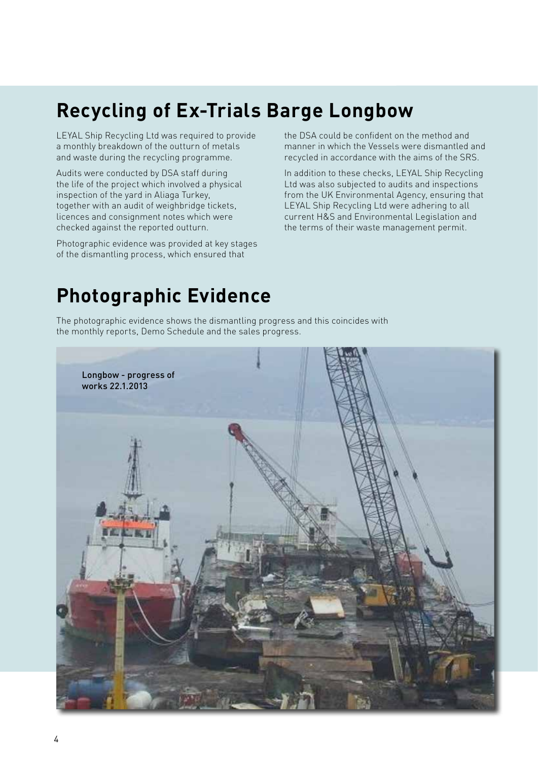## Recycling of Ex-Trials Barge Longbow

LEYAL Ship Recycling Ltd was required to provide a monthly breakdown of the outturn of metals and waste during the recycling programme.

Audits were conducted by DSA staff during the life of the project which involved a physical inspection of the yard in Aliaga Turkey, together with an audit of weighbridge tickets, licences and consignment notes which were checked against the reported outturn.

Photographic evidence was provided at key stages of the dismantling process, which ensured that the DSA could be confident on the method and manner in which the Vessels were dismantled and recycled in accordance with the aims of the SRS.

In addition to these checks, LEYAL Ship Recycling Ltd was also subjected to audits and inspections from the UK Environmental Agency, ensuring that LEYAL Ship Recycling Ltd were adhering to all current H&S and Environmental Legislation and the terms of their waste management permit.

## Photographic Evidence

The photographic evidence shows the dismantling progress and this coincides with the monthly reports, Demo Schedule and the sales progress.

Longbow - progress of works 22.1.2013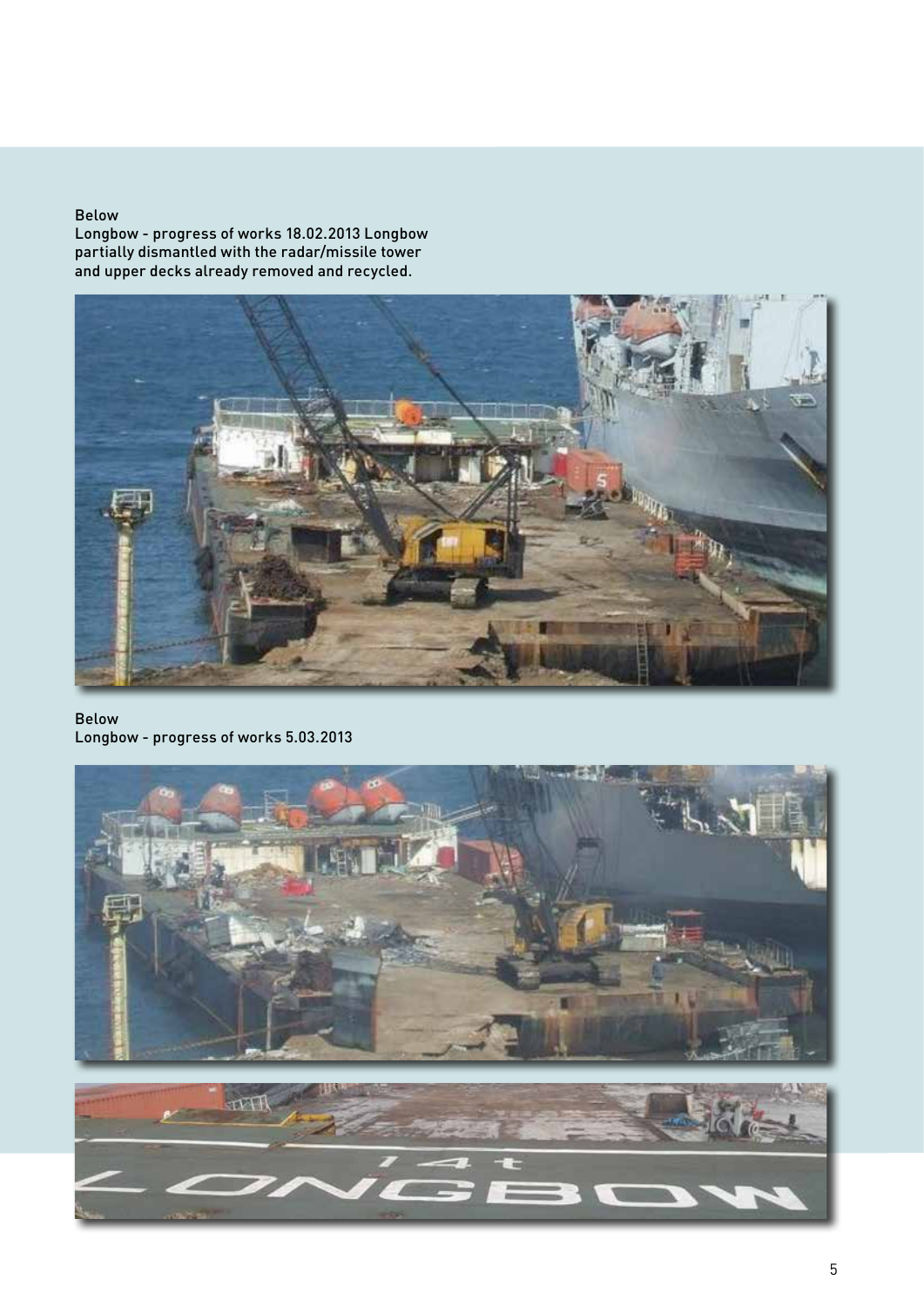Below
Longbow - progress of works 18.02.2013 Longbow partially dismantled with the radar/missile tower and upper decks already removed and recycled.

Below
Longbow - progress of works 5.03.2013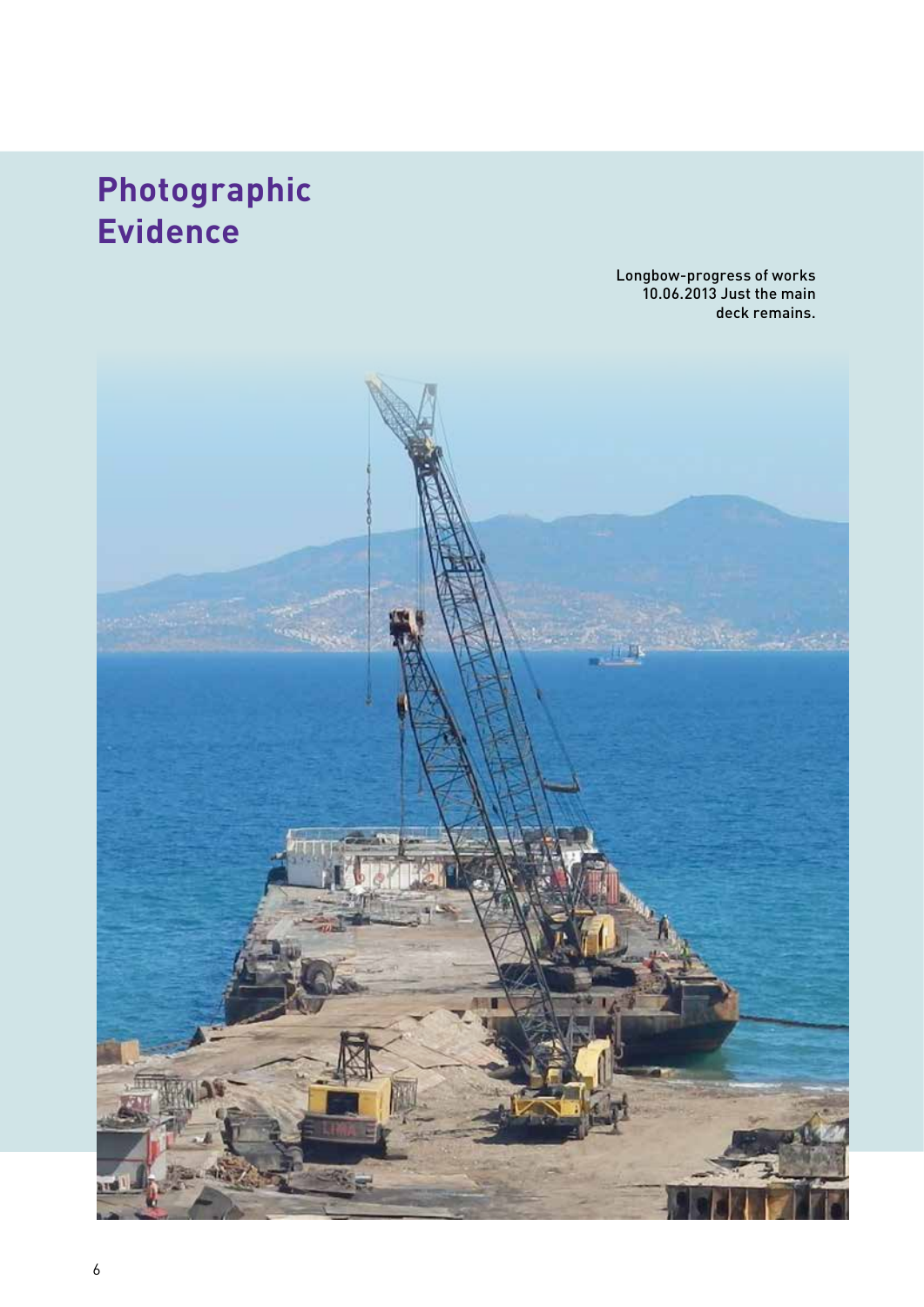# Photographic Evidence

Longbow-progress of works 10.06.2013 Just the main deck remains.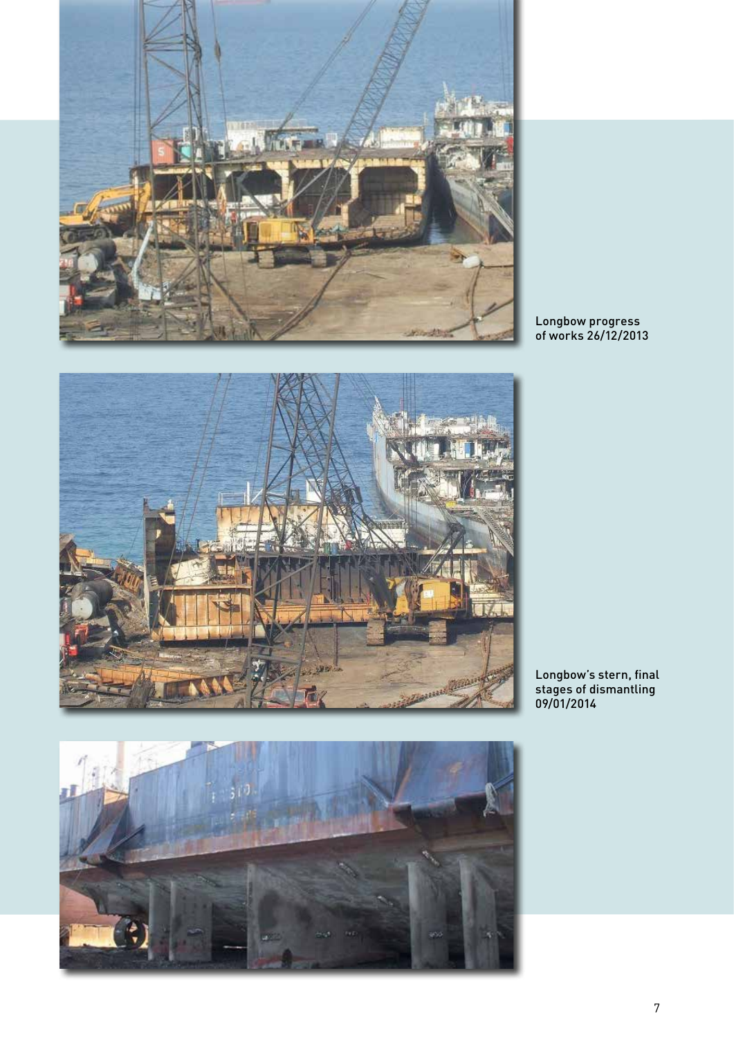Longbow progress of works 26/12/2013

Longbow's stern, final stages of dismantling 09/01/2014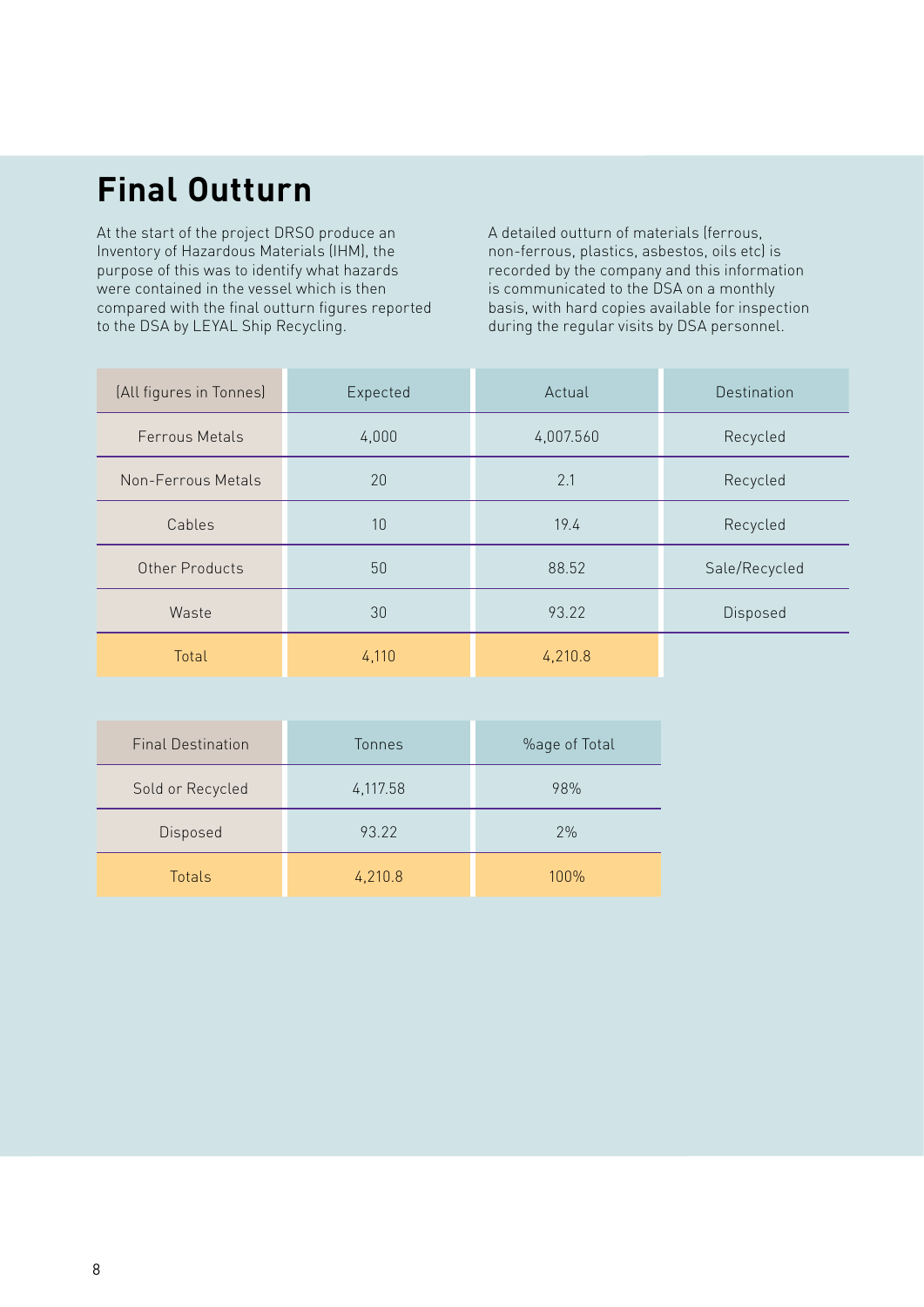# Final Outturn

At the start of the project DRSO produce an Inventory of Hazardous Materials (IHM), the purpose of this was to identify what hazards were contained in the vessel which is then compared with the final outturn figures reported to the DSA by LEYAL Ship Recycling.

A detailed outturn of materials (ferrous, non-ferrous, plastics, asbestos, oils etc) is recorded by the company and this information is communicated to the DSA on a monthly basis, with hard copies available for inspection during the regular visits by DSA personnel.

| (All figures in Tonnes) | Expected | Actual | Destination |
|---|---|---|---|
| Ferrous Metals | 4,000 | 4,007.560 | Recycled |
| Non-Ferrous Metals | 20 | 2.1 | Recycled |
| Cables | 10 | 19.4 | Recycled |
| Other Products | 50 | 88.52 | Sale/Recycled |
| Waste | 30 | 93.22 | Disposed |
| Total | 4,110 | 4,210.8 | |

| Final Destination | Tonnes | %age of Total |
|---|---|---|
| Sold or Recycled | 4,117.58 | 98% |
| Disposed | 93.22 | 2% |
| Totals | 4,210.8 | 100% |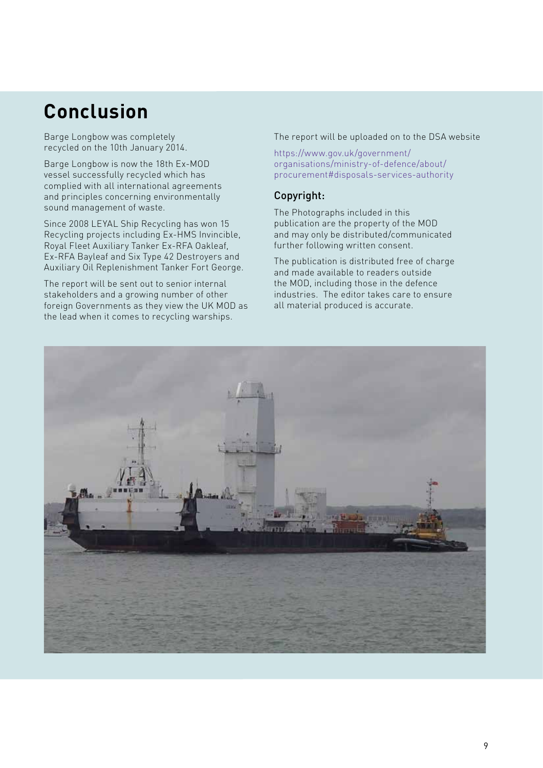# Conclusion

Barge Longbow was completely recycled on the 10th January 2014.

Barge Longbow is now the 18th Ex-MOD vessel successfully recycled which has complied with all international agreements and principles concerning environmentally sound management of waste.

Since 2008 LEYAL Ship Recycling has won 15 Recycling projects including Ex-HMS Invincible, Royal Fleet Auxiliary Tanker Ex-RFA Oakleaf, Ex-RFA Bayleaf and Six Type 42 Destroyers and Auxiliary Oil Replenishment Tanker Fort George.

The report will be sent out to senior internal stakeholders and a growing number of other foreign Governments as they view the UK MOD as the lead when it comes to recycling warships.

The report will be uploaded on to the DSA website

https://www.gov.uk/government/organisations/ministry-of-defence/about/procurement#disposals-services-authority

## Copyright:

The Photographs included in this publication are the property of the MOD and may only be distributed/communicated further following written consent.

The publication is distributed free of charge and made available to readers outside the MOD, including those in the defence industries. The editor takes care to ensure all material produced is accurate.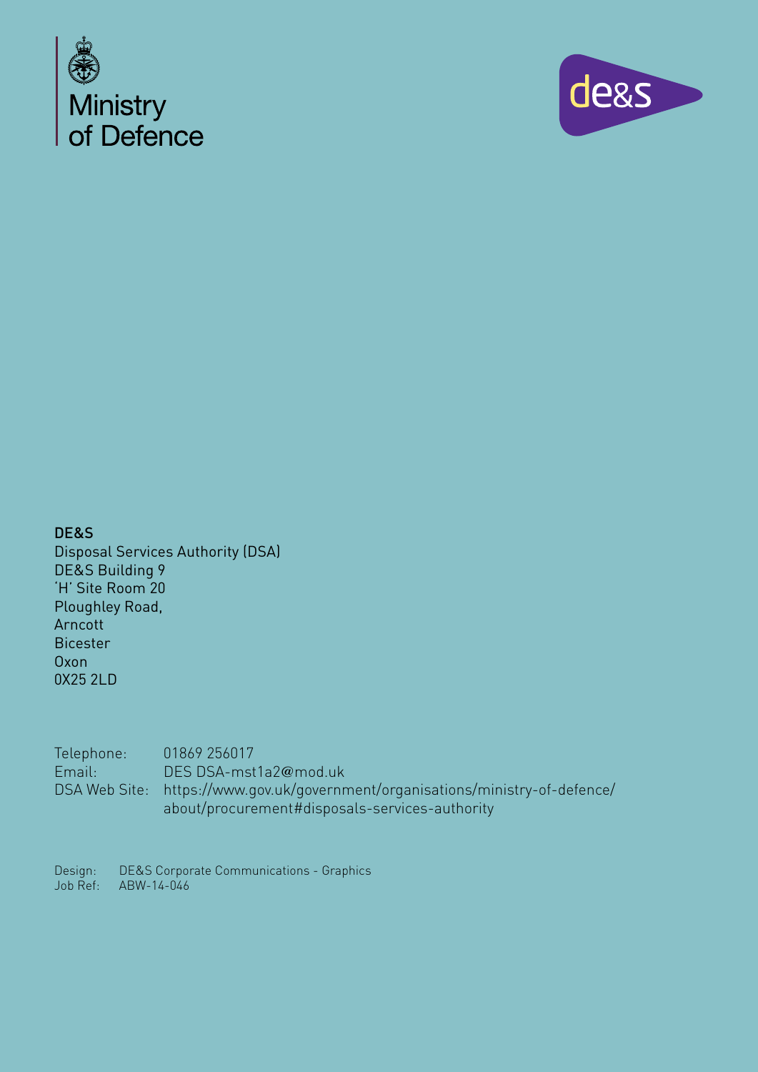Ministry of Defence

de&s

**DE&S**
Disposal Services Authority (DSA)
DE&S Building 9
'H' Site Room 20
Ploughley Road,
Arncott
Bicester
Oxon
0X25 2LD

| | |
|---|---|
| Telephone: | 01869 256017 |
| Email: | DES DSA-mst1a2@mod.uk |
| DSA Web Site: | https://www.gov.uk/government/organisations/ministry-of-defence/about/procurement#disposals-services-authority |

| | |
|---|---|
| Design: | DE&S Corporate Communications - Graphics |
| Job Ref: | ABW-14-046 |